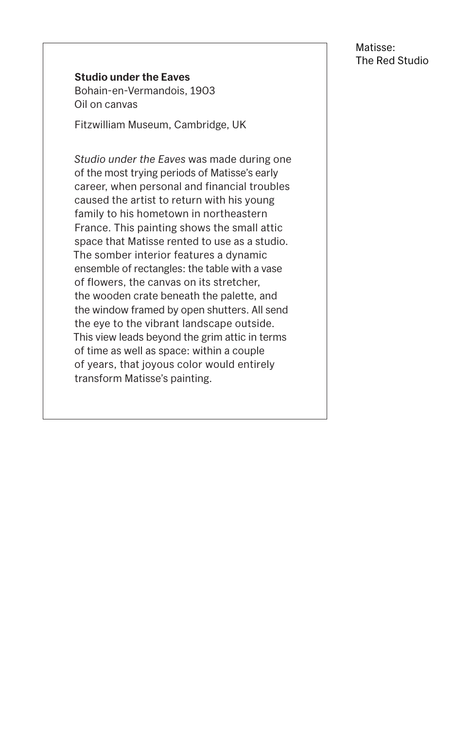**Studio under the Eaves**
Bohain-en-Vermandois, 1903
Oil on canvas

Fitzwilliam Museum, Cambridge, UK

*Studio under the Eaves* was made during one of the most trying periods of Matisse's early career, when personal and financial troubles caused the artist to return with his young family to his hometown in northeastern France. This painting shows the small attic space that Matisse rented to use as a studio. The somber interior features a dynamic ensemble of rectangles: the table with a vase of flowers, the canvas on its stretcher, the wooden crate beneath the palette, and the window framed by open shutters. All send the eye to the vibrant landscape outside. This view leads beyond the grim attic in terms of time as well as space: within a couple of years, that joyous color would entirely transform Matisse's painting.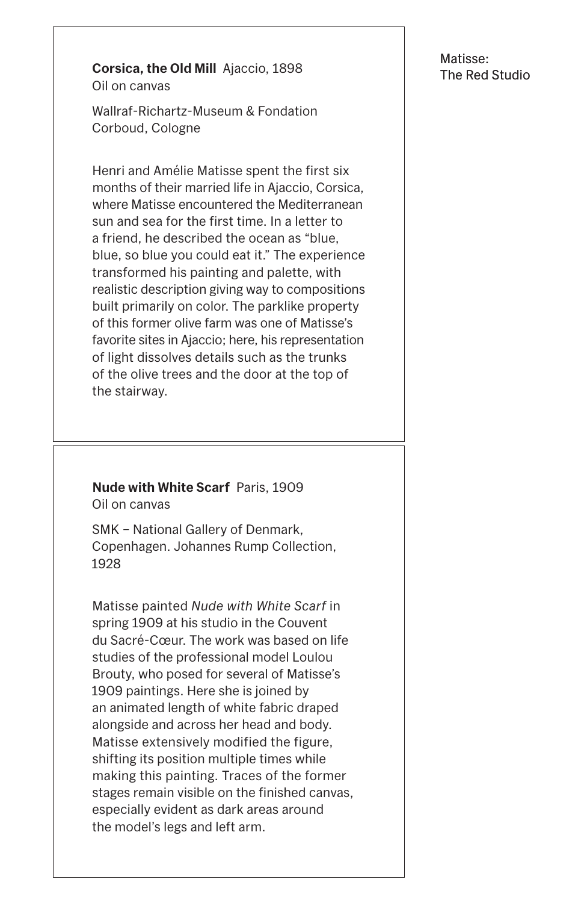**Corsica, the Old Mill** Ajaccio, 1898
Oil on canvas

Wallraf-Richartz-Museum & Fondation Corboud, Cologne

Henri and Amélie Matisse spent the first six months of their married life in Ajaccio, Corsica, where Matisse encountered the Mediterranean sun and sea for the first time. In a letter to a friend, he described the ocean as "blue, blue, so blue you could eat it." The experience transformed his painting and palette, with realistic description giving way to compositions built primarily on color. The parklike property of this former olive farm was one of Matisse's favorite sites in Ajaccio; here, his representation of light dissolves details such as the trunks of the olive trees and the door at the top of the stairway.

**Nude with White Scarf** Paris, 1909
Oil on canvas

SMK – National Gallery of Denmark, Copenhagen. Johannes Rump Collection, 1928

Matisse painted *Nude with White Scarf* in spring 1909 at his studio in the Couvent du Sacré-Cœur. The work was based on life studies of the professional model Loulou Brouty, who posed for several of Matisse's 1909 paintings. Here she is joined by an animated length of white fabric draped alongside and across her head and body. Matisse extensively modified the figure, shifting its position multiple times while making this painting. Traces of the former stages remain visible on the finished canvas, especially evident as dark areas around the model's legs and left arm.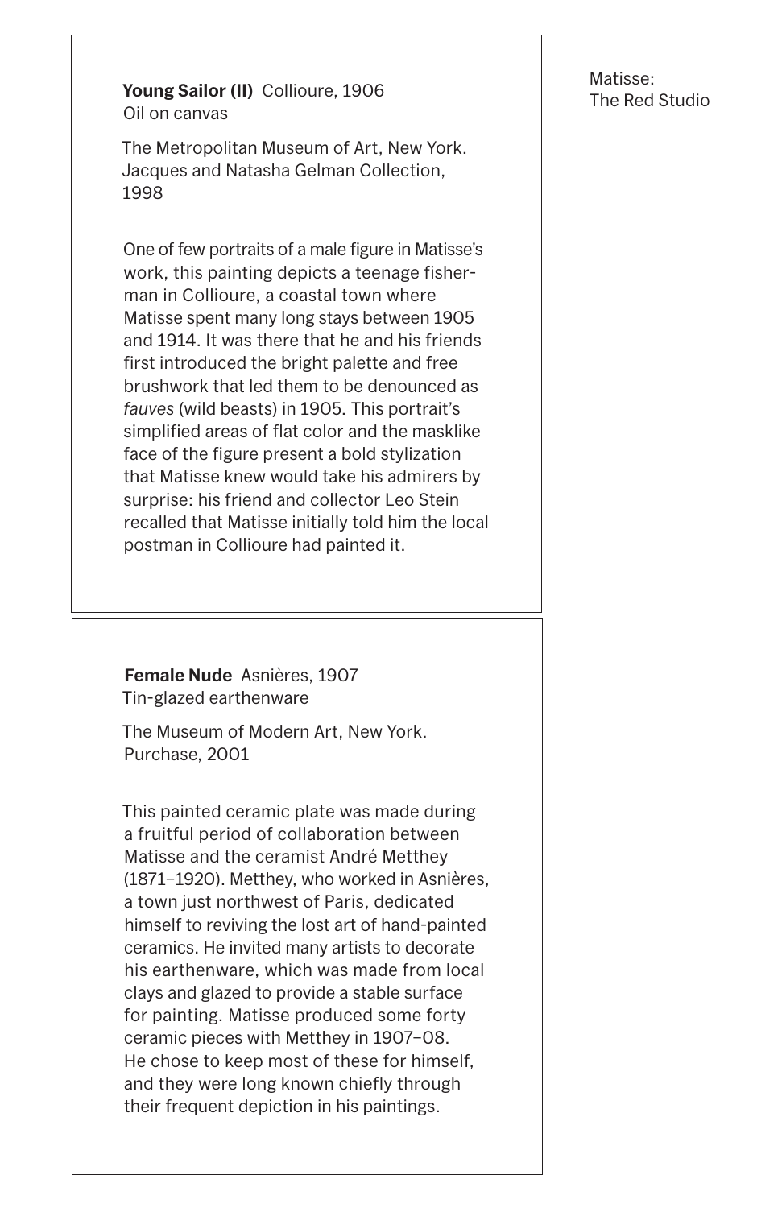**Young Sailor (II)** Collioure, 1906
Oil on canvas

The Metropolitan Museum of Art, New York. Jacques and Natasha Gelman Collection, 1998

One of few portraits of a male figure in Matisse's work, this painting depicts a teenage fisherman in Collioure, a coastal town where Matisse spent many long stays between 1905 and 1914. It was there that he and his friends first introduced the bright palette and free brushwork that led them to be denounced as *fauves* (wild beasts) in 1905. This portrait's simplified areas of flat color and the masklike face of the figure present a bold stylization that Matisse knew would take his admirers by surprise: his friend and collector Leo Stein recalled that Matisse initially told him the local postman in Collioure had painted it.

**Female Nude** Asnières, 1907
Tin-glazed earthenware

The Museum of Modern Art, New York. Purchase, 2001

This painted ceramic plate was made during a fruitful period of collaboration between Matisse and the ceramist André Metthey (1871–1920). Metthey, who worked in Asnières, a town just northwest of Paris, dedicated himself to reviving the lost art of hand-painted ceramics. He invited many artists to decorate his earthenware, which was made from local clays and glazed to provide a stable surface for painting. Matisse produced some forty ceramic pieces with Metthey in 1907–08. He chose to keep most of these for himself, and they were long known chiefly through their frequent depiction in his paintings.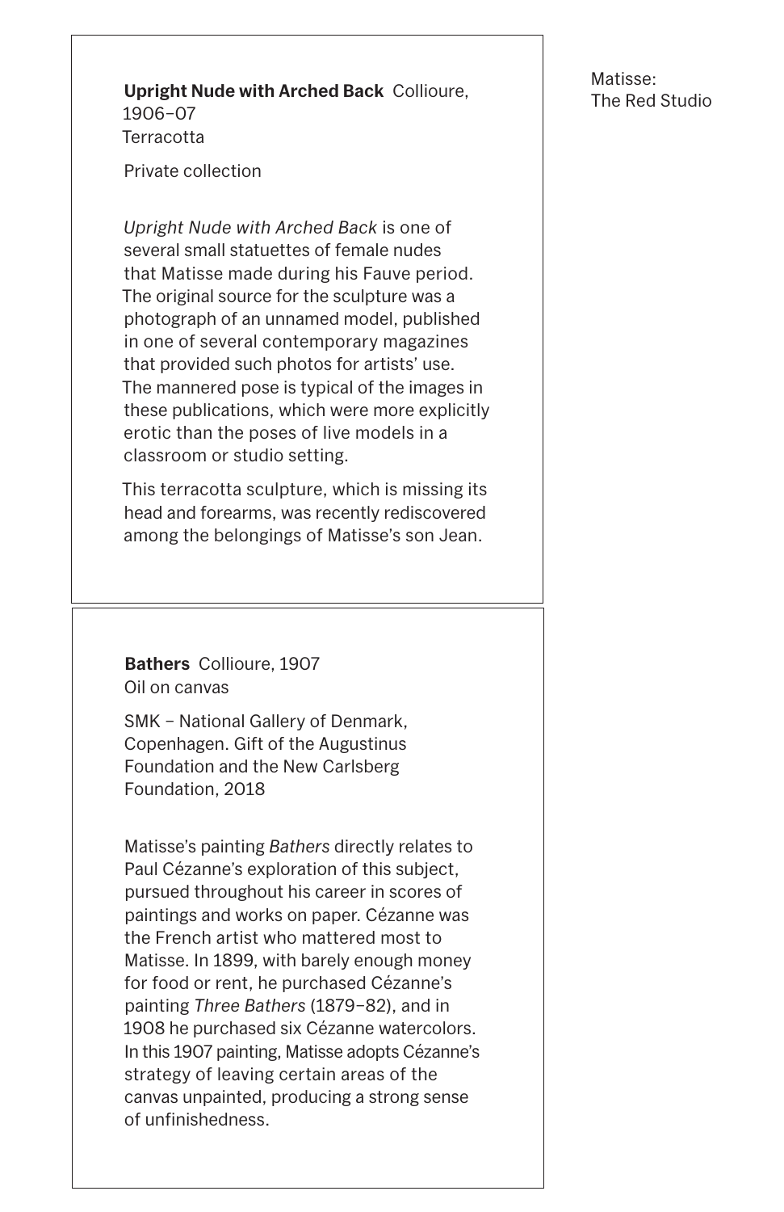**Upright Nude with Arched Back** Collioure, 1906–07
Terracotta

Private collection

*Upright Nude with Arched Back* is one of several small statuettes of female nudes that Matisse made during his Fauve period. The original source for the sculpture was a photograph of an unnamed model, published in one of several contemporary magazines that provided such photos for artists' use. The mannered pose is typical of the images in these publications, which were more explicitly erotic than the poses of live models in a classroom or studio setting.

This terracotta sculpture, which is missing its head and forearms, was recently rediscovered among the belongings of Matisse's son Jean.

**Bathers** Collioure, 1907
Oil on canvas

SMK – National Gallery of Denmark, Copenhagen. Gift of the Augustinus Foundation and the New Carlsberg Foundation, 2018

Matisse's painting *Bathers* directly relates to Paul Cézanne's exploration of this subject, pursued throughout his career in scores of paintings and works on paper. Cézanne was the French artist who mattered most to Matisse. In 1899, with barely enough money for food or rent, he purchased Cézanne's painting *Three Bathers* (1879–82), and in 1908 he purchased six Cézanne watercolors. In this 1907 painting, Matisse adopts Cézanne's strategy of leaving certain areas of the canvas unpainted, producing a strong sense of unfinishedness.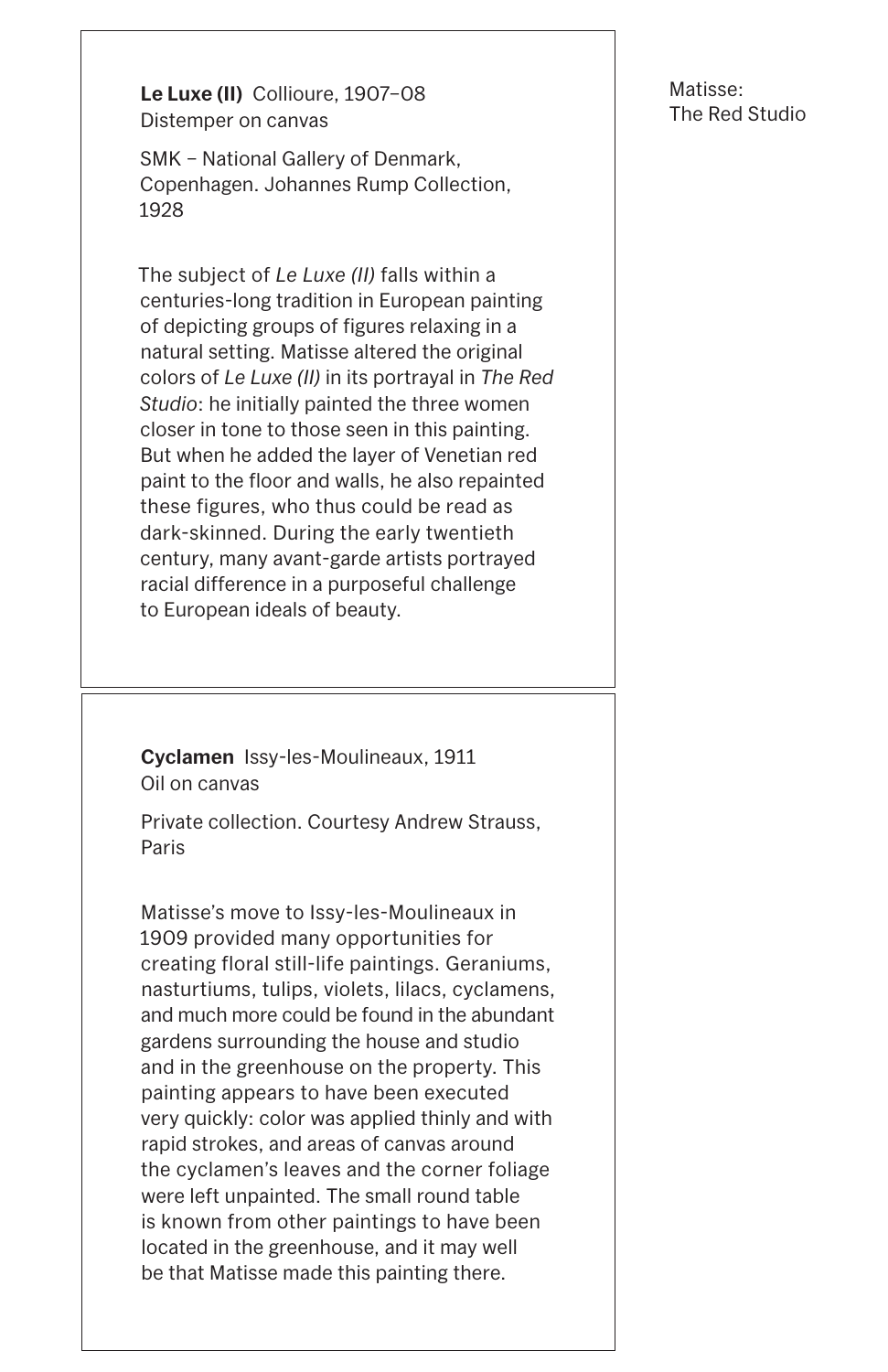**Le Luxe (II)** Collioure, 1907–08
Distemper on canvas

SMK – National Gallery of Denmark, Copenhagen. Johannes Rump Collection, 1928

The subject of *Le Luxe (II)* falls within a centuries-long tradition in European painting of depicting groups of figures relaxing in a natural setting. Matisse altered the original colors of *Le Luxe (II)* in its portrayal in *The Red Studio*: he initially painted the three women closer in tone to those seen in this painting. But when he added the layer of Venetian red paint to the floor and walls, he also repainted these figures, who thus could be read as dark-skinned. During the early twentieth century, many avant-garde artists portrayed racial difference in a purposeful challenge to European ideals of beauty.

**Cyclamen** Issy-les-Moulineaux, 1911
Oil on canvas

Private collection. Courtesy Andrew Strauss, Paris

Matisse's move to Issy-les-Moulineaux in 1909 provided many opportunities for creating floral still-life paintings. Geraniums, nasturtiums, tulips, violets, lilacs, cyclamens, and much more could be found in the abundant gardens surrounding the house and studio and in the greenhouse on the property. This painting appears to have been executed very quickly: color was applied thinly and with rapid strokes, and areas of canvas around the cyclamen's leaves and the corner foliage were left unpainted. The small round table is known from other paintings to have been located in the greenhouse, and it may well be that Matisse made this painting there.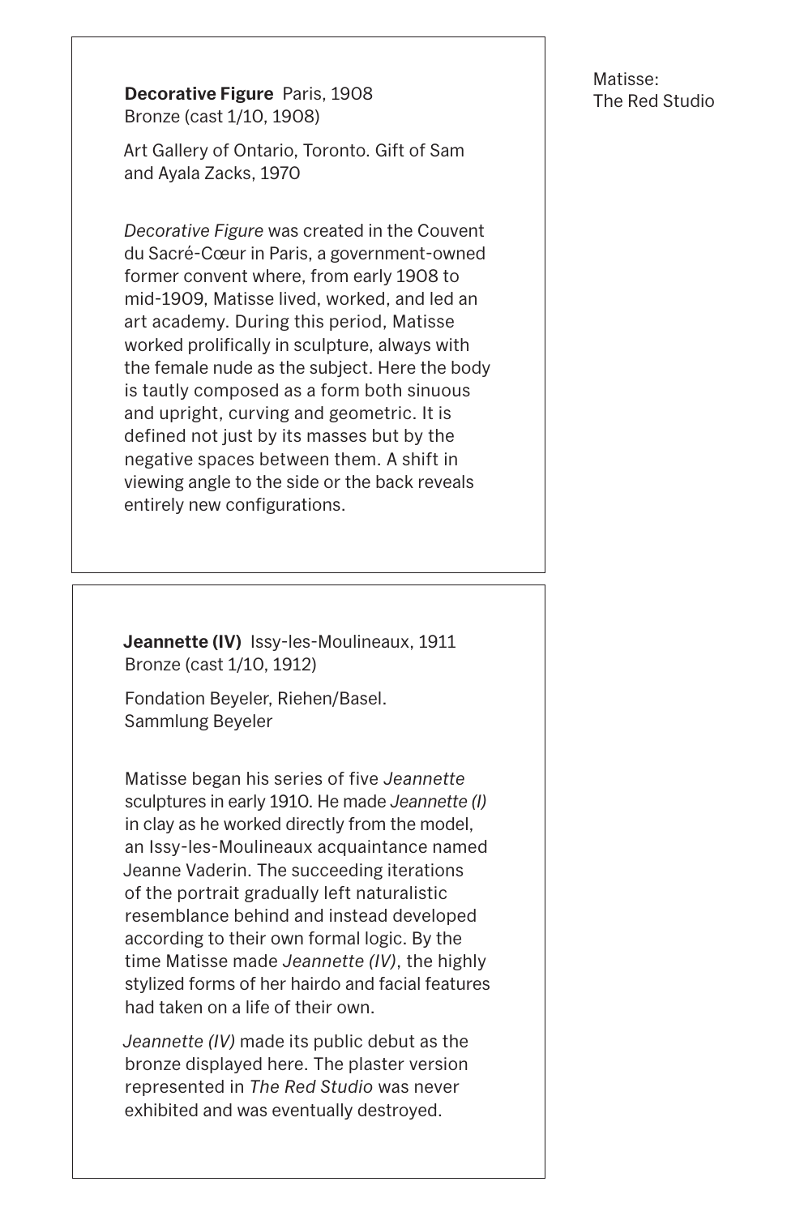**Decorative Figure** Paris, 1908
Bronze (cast 1/10, 1908)

Art Gallery of Ontario, Toronto. Gift of Sam and Ayala Zacks, 1970

*Decorative Figure* was created in the Couvent du Sacré-Cœur in Paris, a government-owned former convent where, from early 1908 to mid-1909, Matisse lived, worked, and led an art academy. During this period, Matisse worked prolifically in sculpture, always with the female nude as the subject. Here the body is tautly composed as a form both sinuous and upright, curving and geometric. It is defined not just by its masses but by the negative spaces between them. A shift in viewing angle to the side or the back reveals entirely new configurations.

**Jeannette (IV)** Issy-les-Moulineaux, 1911
Bronze (cast 1/10, 1912)

Fondation Beyeler, Riehen/Basel. Sammlung Beyeler

Matisse began his series of five *Jeannette* sculptures in early 1910. He made *Jeannette (I)* in clay as he worked directly from the model, an Issy-les-Moulineaux acquaintance named Jeanne Vaderin. The succeeding iterations of the portrait gradually left naturalistic resemblance behind and instead developed according to their own formal logic. By the time Matisse made *Jeannette (IV)*, the highly stylized forms of her hairdo and facial features had taken on a life of their own.

*Jeannette (IV)* made its public debut as the bronze displayed here. The plaster version represented in *The Red Studio* was never exhibited and was eventually destroyed.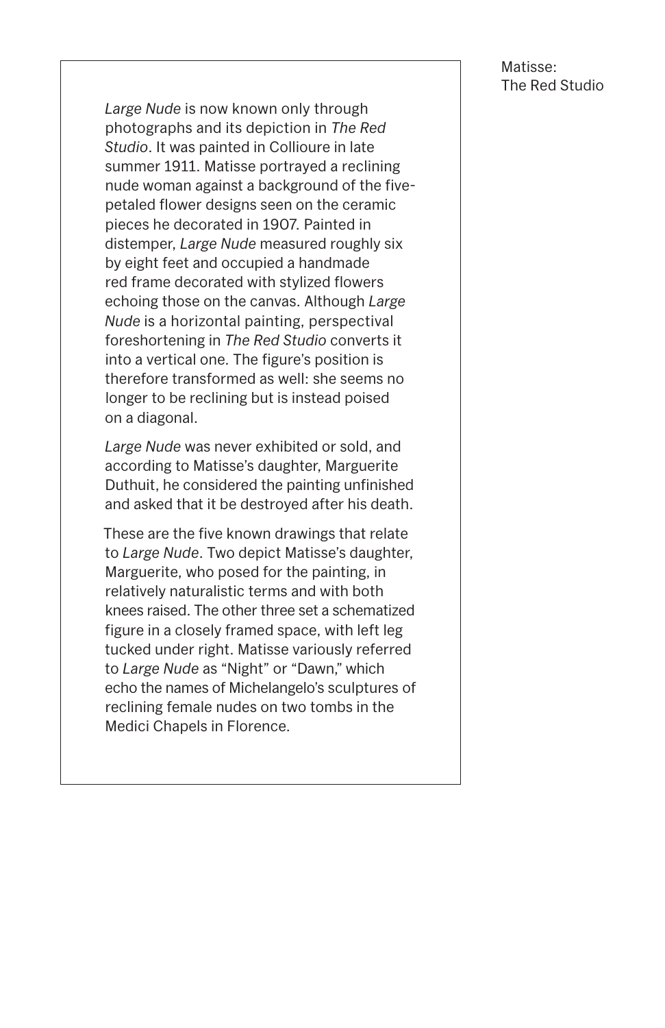*Large Nude* is now known only through photographs and its depiction in *The Red Studio*. It was painted in Collioure in late summer 1911. Matisse portrayed a reclining nude woman against a background of the five-petaled flower designs seen on the ceramic pieces he decorated in 1907. Painted in distemper, *Large Nude* measured roughly six by eight feet and occupied a handmade red frame decorated with stylized flowers echoing those on the canvas. Although *Large Nude* is a horizontal painting, perspectival foreshortening in *The Red Studio* converts it into a vertical one. The figure's position is therefore transformed as well: she seems no longer to be reclining but is instead poised on a diagonal.

*Large Nude* was never exhibited or sold, and according to Matisse's daughter, Marguerite Duthuit, he considered the painting unfinished and asked that it be destroyed after his death.

These are the five known drawings that relate to *Large Nude*. Two depict Matisse's daughter, Marguerite, who posed for the painting, in relatively naturalistic terms and with both knees raised. The other three set a schematized figure in a closely framed space, with left leg tucked under right. Matisse variously referred to *Large Nude* as "Night" or "Dawn," which echo the names of Michelangelo's sculptures of reclining female nudes on two tombs in the Medici Chapels in Florence.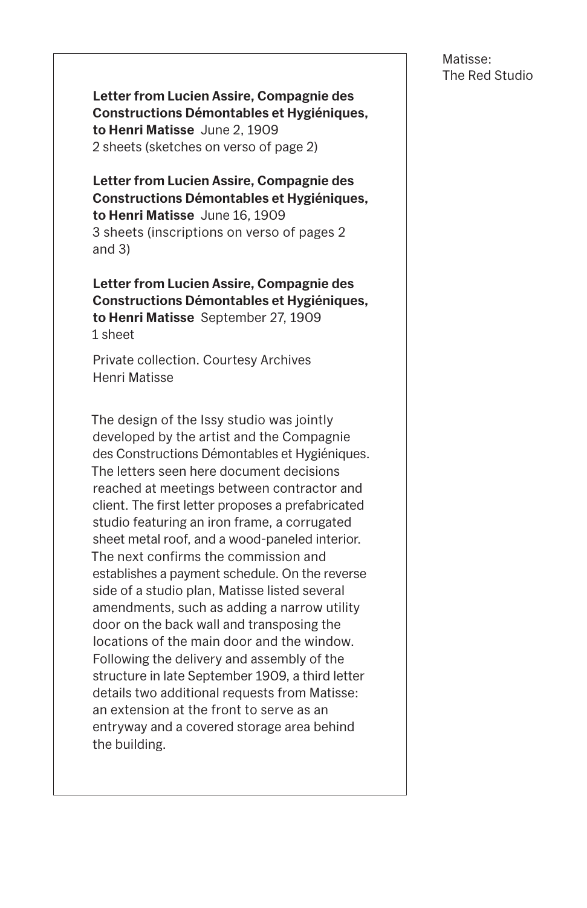**Letter from Lucien Assire, Compagnie des Constructions Démontables et Hygiéniques, to Henri Matisse** June 2, 1909
2 sheets (sketches on verso of page 2)

**Letter from Lucien Assire, Compagnie des Constructions Démontables et Hygiéniques, to Henri Matisse** June 16, 1909
3 sheets (inscriptions on verso of pages 2 and 3)

**Letter from Lucien Assire, Compagnie des Constructions Démontables et Hygiéniques, to Henri Matisse** September 27, 1909
1 sheet

Private collection. Courtesy Archives Henri Matisse

The design of the Issy studio was jointly developed by the artist and the Compagnie des Constructions Démontables et Hygiéniques. The letters seen here document decisions reached at meetings between contractor and client. The first letter proposes a prefabricated studio featuring an iron frame, a corrugated sheet metal roof, and a wood-paneled interior. The next confirms the commission and establishes a payment schedule. On the reverse side of a studio plan, Matisse listed several amendments, such as adding a narrow utility door on the back wall and transposing the locations of the main door and the window. Following the delivery and assembly of the structure in late September 1909, a third letter details two additional requests from Matisse: an extension at the front to serve as an entryway and a covered storage area behind the building.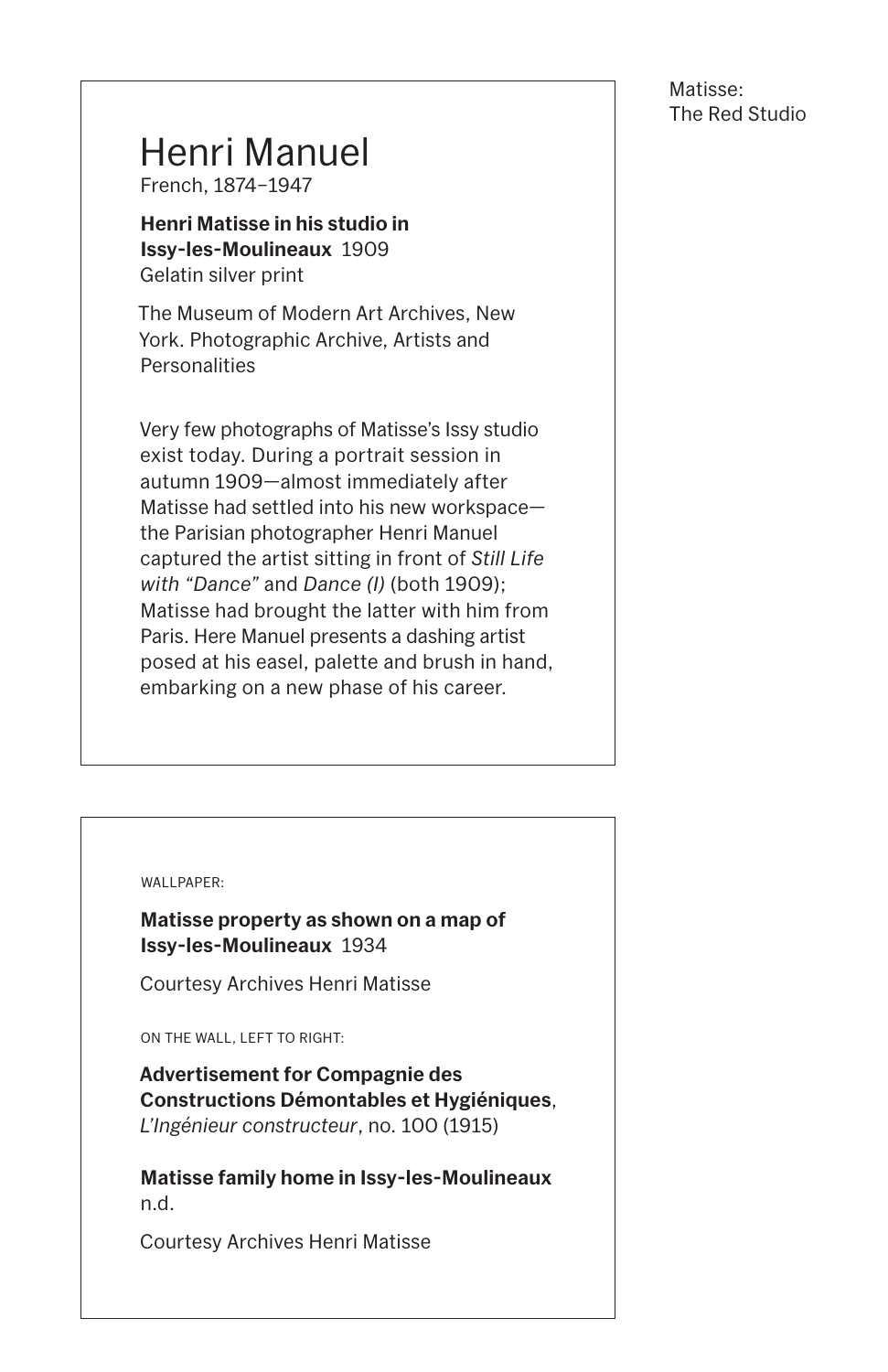# Henri Manuel

French, 1874–1947

**Henri Matisse in his studio in Issy-les-Moulineaux** 1909
Gelatin silver print

The Museum of Modern Art Archives, New York. Photographic Archive, Artists and Personalities

Very few photographs of Matisse's Issy studio exist today. During a portrait session in autumn 1909—almost immediately after Matisse had settled into his new workspace—the Parisian photographer Henri Manuel captured the artist sitting in front of *Still Life with "Dance"* and *Dance (I)* (both 1909); Matisse had brought the latter with him from Paris. Here Manuel presents a dashing artist posed at his easel, palette and brush in hand, embarking on a new phase of his career.

---

WALLPAPER:

**Matisse property as shown on a map of Issy-les-Moulineaux** 1934

Courtesy Archives Henri Matisse

ON THE WALL, LEFT TO RIGHT:

**Advertisement for Compagnie des Constructions Démontables et Hygiéniques**, *L'Ingénieur constructeur*, no. 100 (1915)

**Matisse family home in Issy-les-Moulineaux** n.d.

Courtesy Archives Henri Matisse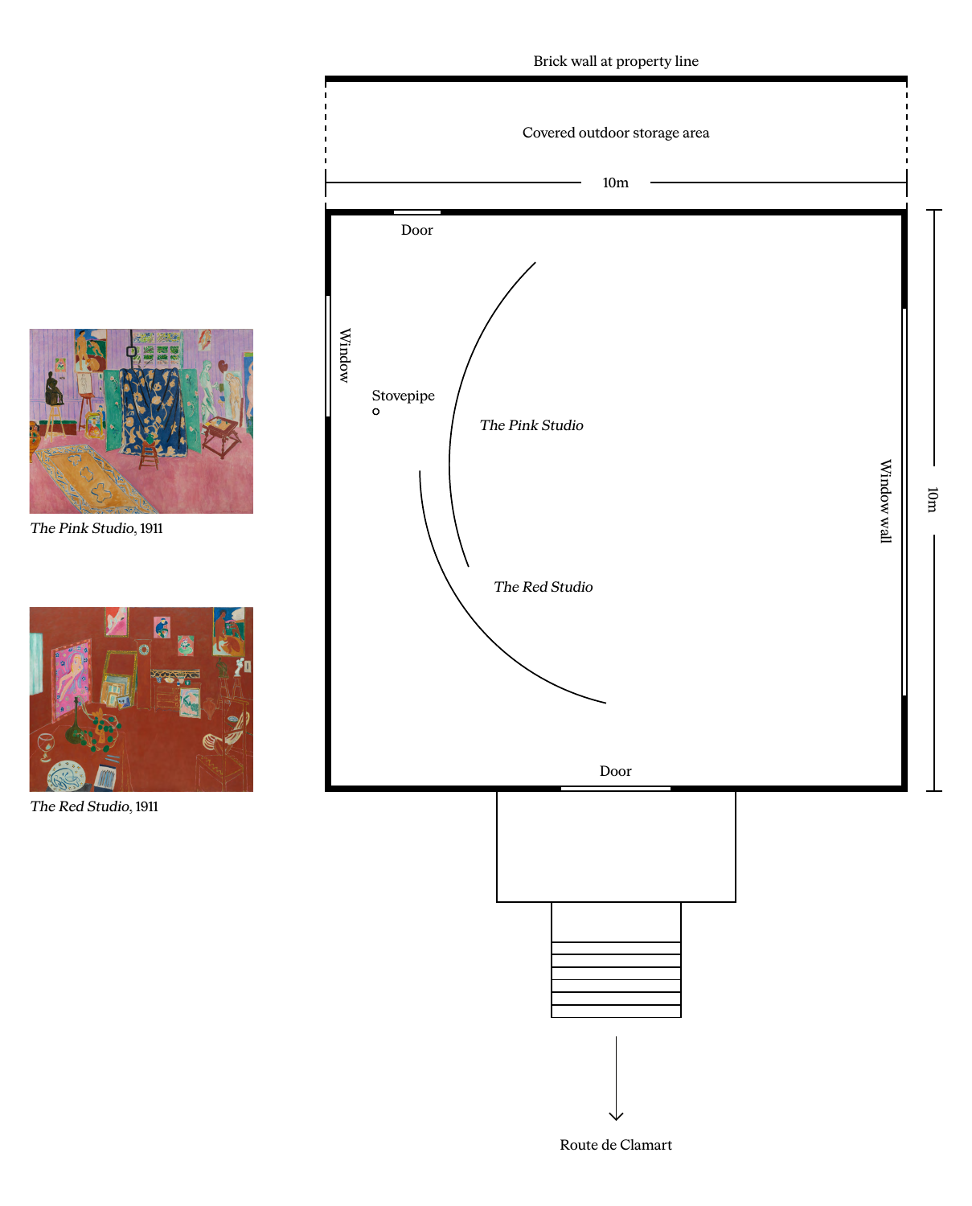Brick wall at property line

Covered outdoor storage area

10m

Door

Window

Stovepipe

*The Pink Studio*

*The Red Studio*

Window wall

10m

Door

Route de Clamart

*The Pink Studio*, 1911

*The Red Studio*, 1911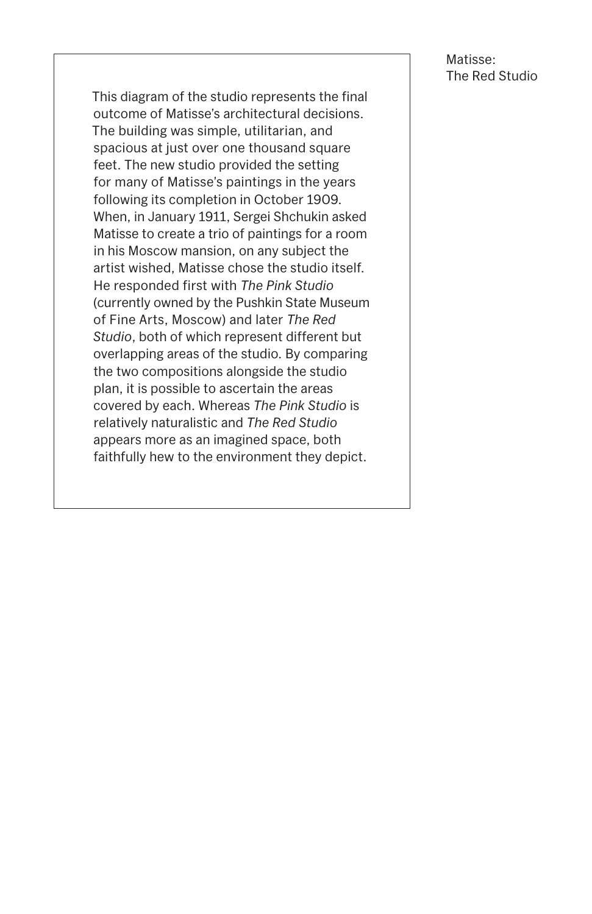This diagram of the studio represents the final outcome of Matisse's architectural decisions. The building was simple, utilitarian, and spacious at just over one thousand square feet. The new studio provided the setting for many of Matisse's paintings in the years following its completion in October 1909. When, in January 1911, Sergei Shchukin asked Matisse to create a trio of paintings for a room in his Moscow mansion, on any subject the artist wished, Matisse chose the studio itself. He responded first with *The Pink Studio* (currently owned by the Pushkin State Museum of Fine Arts, Moscow) and later *The Red Studio*, both of which represent different but overlapping areas of the studio. By comparing the two compositions alongside the studio plan, it is possible to ascertain the areas covered by each. Whereas *The Pink Studio* is relatively naturalistic and *The Red Studio* appears more as an imagined space, both faithfully hew to the environment they depict.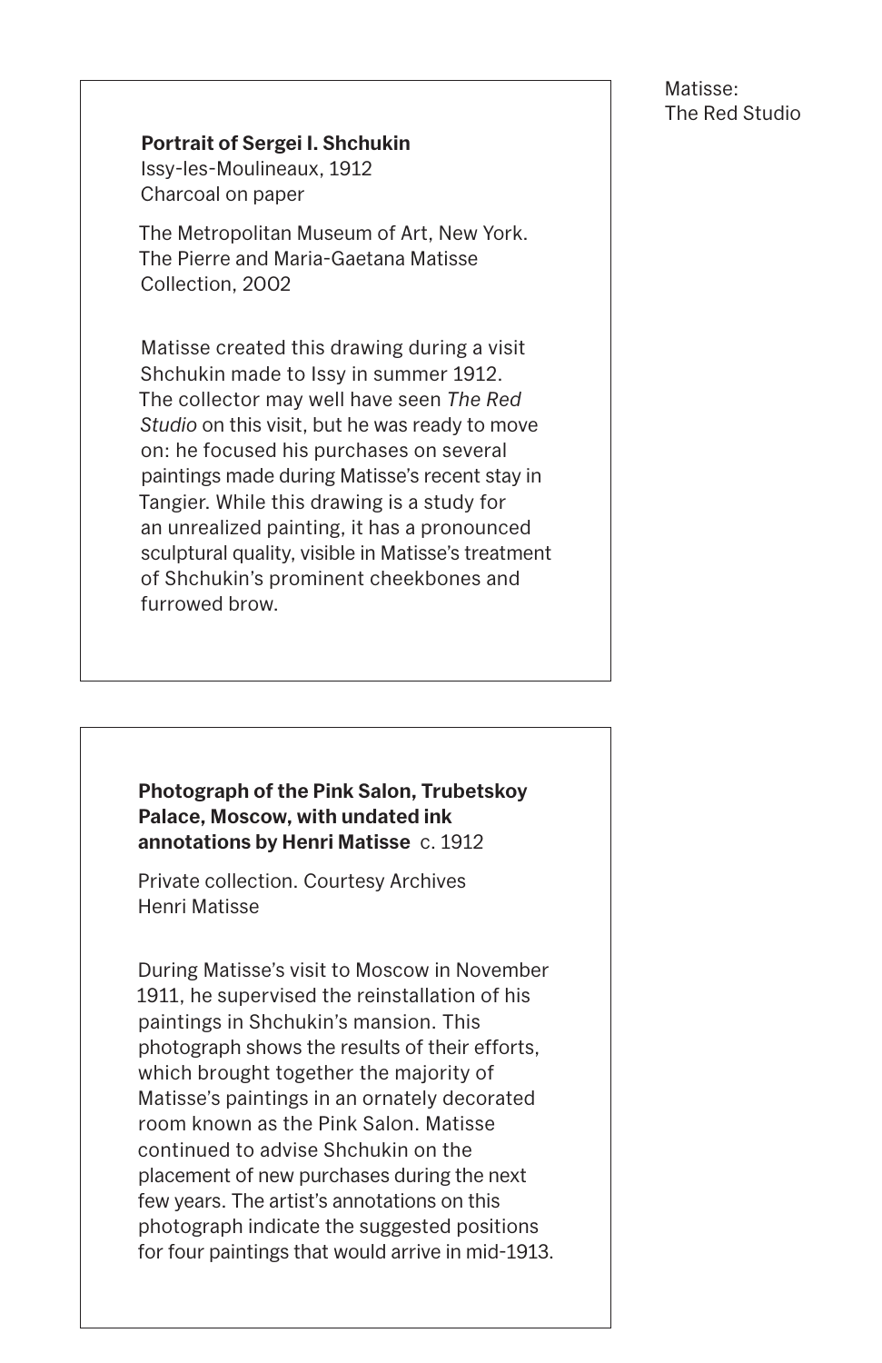**Portrait of Sergei I. Shchukin**
Issy-les-Moulineaux, 1912
Charcoal on paper

The Metropolitan Museum of Art, New York. The Pierre and Maria-Gaetana Matisse Collection, 2002

Matisse created this drawing during a visit Shchukin made to Issy in summer 1912. The collector may well have seen *The Red Studio* on this visit, but he was ready to move on: he focused his purchases on several paintings made during Matisse's recent stay in Tangier. While this drawing is a study for an unrealized painting, it has a pronounced sculptural quality, visible in Matisse's treatment of Shchukin's prominent cheekbones and furrowed brow.

**Photograph of the Pink Salon, Trubetskoy Palace, Moscow, with undated ink annotations by Henri Matisse** c. 1912

Private collection. Courtesy Archives Henri Matisse

During Matisse's visit to Moscow in November 1911, he supervised the reinstallation of his paintings in Shchukin's mansion. This photograph shows the results of their efforts, which brought together the majority of Matisse's paintings in an ornately decorated room known as the Pink Salon. Matisse continued to advise Shchukin on the placement of new purchases during the next few years. The artist's annotations on this photograph indicate the suggested positions for four paintings that would arrive in mid-1913.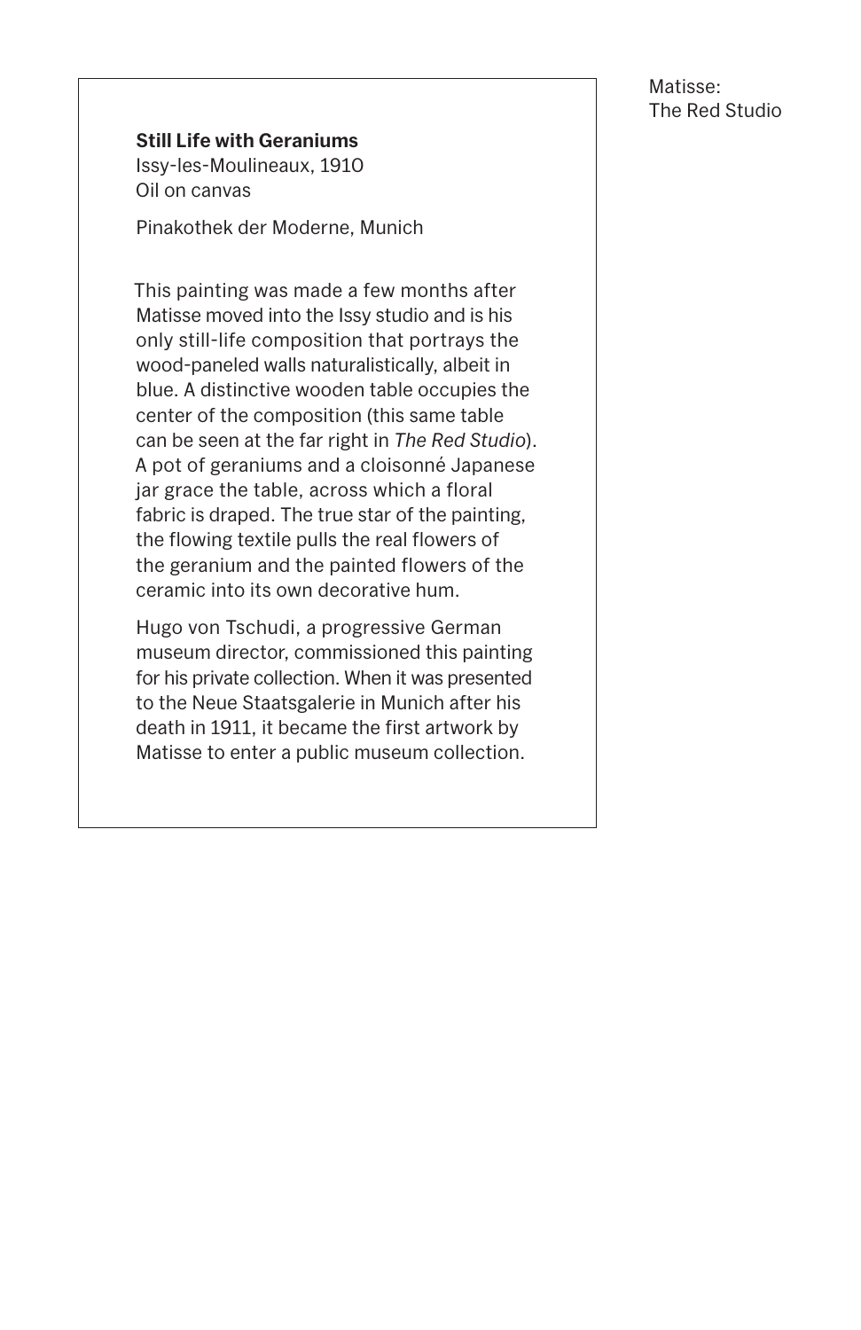**Still Life with Geraniums**
Issy-les-Moulineaux, 1910
Oil on canvas

Pinakothek der Moderne, Munich

This painting was made a few months after Matisse moved into the Issy studio and is his only still-life composition that portrays the wood-paneled walls naturalistically, albeit in blue. A distinctive wooden table occupies the center of the composition (this same table can be seen at the far right in *The Red Studio*). A pot of geraniums and a cloisonné Japanese jar grace the table, across which a floral fabric is draped. The true star of the painting, the flowing textile pulls the real flowers of the geranium and the painted flowers of the ceramic into its own decorative hum.

Hugo von Tschudi, a progressive German museum director, commissioned this painting for his private collection. When it was presented to the Neue Staatsgalerie in Munich after his death in 1911, it became the first artwork by Matisse to enter a public museum collection.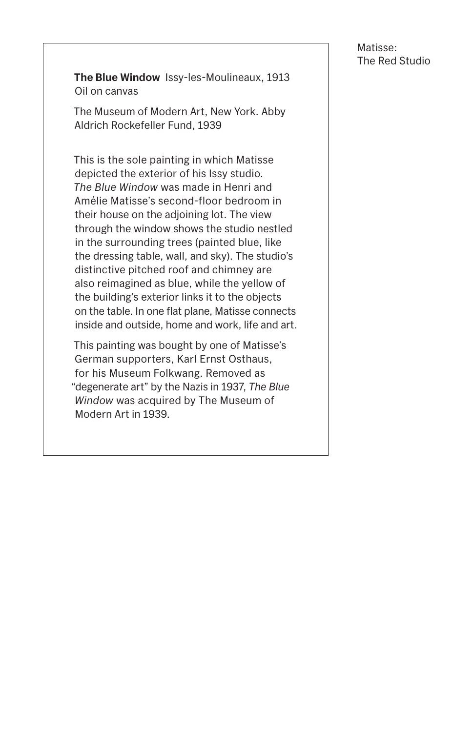**The Blue Window** Issy-les-Moulineaux, 1913
Oil on canvas

The Museum of Modern Art, New York. Abby Aldrich Rockefeller Fund, 1939

This is the sole painting in which Matisse depicted the exterior of his Issy studio. *The Blue Window* was made in Henri and Amélie Matisse's second-floor bedroom in their house on the adjoining lot. The view through the window shows the studio nestled in the surrounding trees (painted blue, like the dressing table, wall, and sky). The studio's distinctive pitched roof and chimney are also reimagined as blue, while the yellow of the building's exterior links it to the objects on the table. In one flat plane, Matisse connects inside and outside, home and work, life and art.

This painting was bought by one of Matisse's German supporters, Karl Ernst Osthaus, for his Museum Folkwang. Removed as "degenerate art" by the Nazis in 1937, *The Blue Window* was acquired by The Museum of Modern Art in 1939.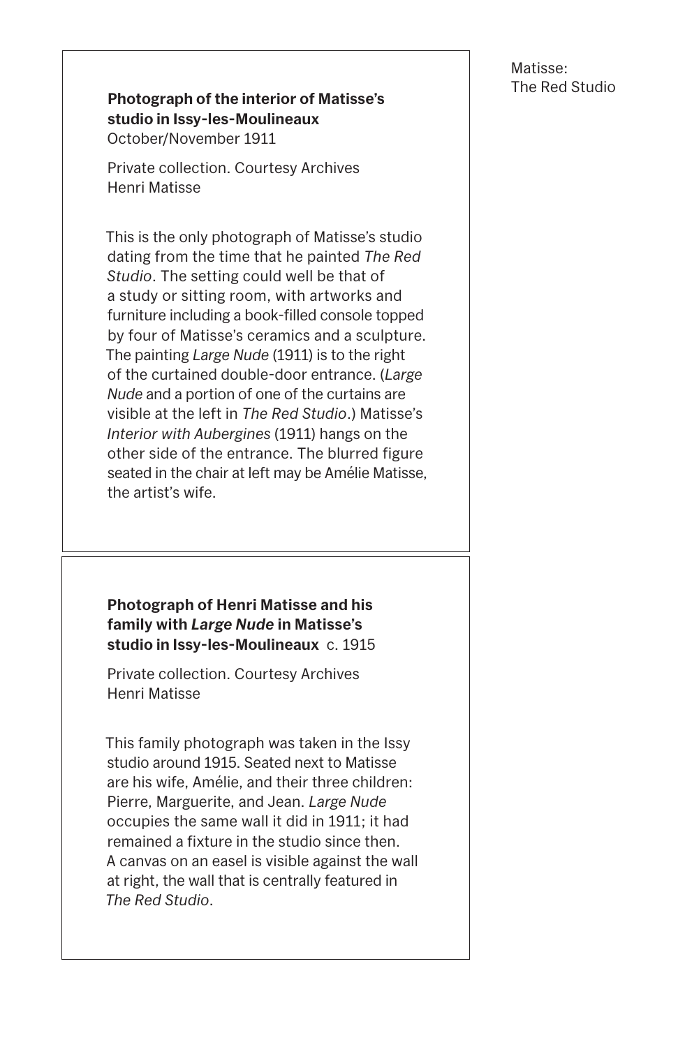**Photograph of the interior of Matisse's studio in Issy-les-Moulineaux**
October/November 1911

Private collection. Courtesy Archives Henri Matisse

This is the only photograph of Matisse's studio dating from the time that he painted *The Red Studio*. The setting could well be that of a study or sitting room, with artworks and furniture including a book-filled console topped by four of Matisse's ceramics and a sculpture. The painting *Large Nude* (1911) is to the right of the curtained double-door entrance. (*Large Nude* and a portion of one of the curtains are visible at the left in *The Red Studio*.) Matisse's *Interior with Aubergines* (1911) hangs on the other side of the entrance. The blurred figure seated in the chair at left may be Amélie Matisse, the artist's wife.

**Photograph of Henri Matisse and his family with *Large Nude* in Matisse's studio in Issy-les-Moulineaux** c. 1915

Private collection. Courtesy Archives Henri Matisse

This family photograph was taken in the Issy studio around 1915. Seated next to Matisse are his wife, Amélie, and their three children: Pierre, Marguerite, and Jean. *Large Nude* occupies the same wall it did in 1911; it had remained a fixture in the studio since then. A canvas on an easel is visible against the wall at right, the wall that is centrally featured in *The Red Studio*.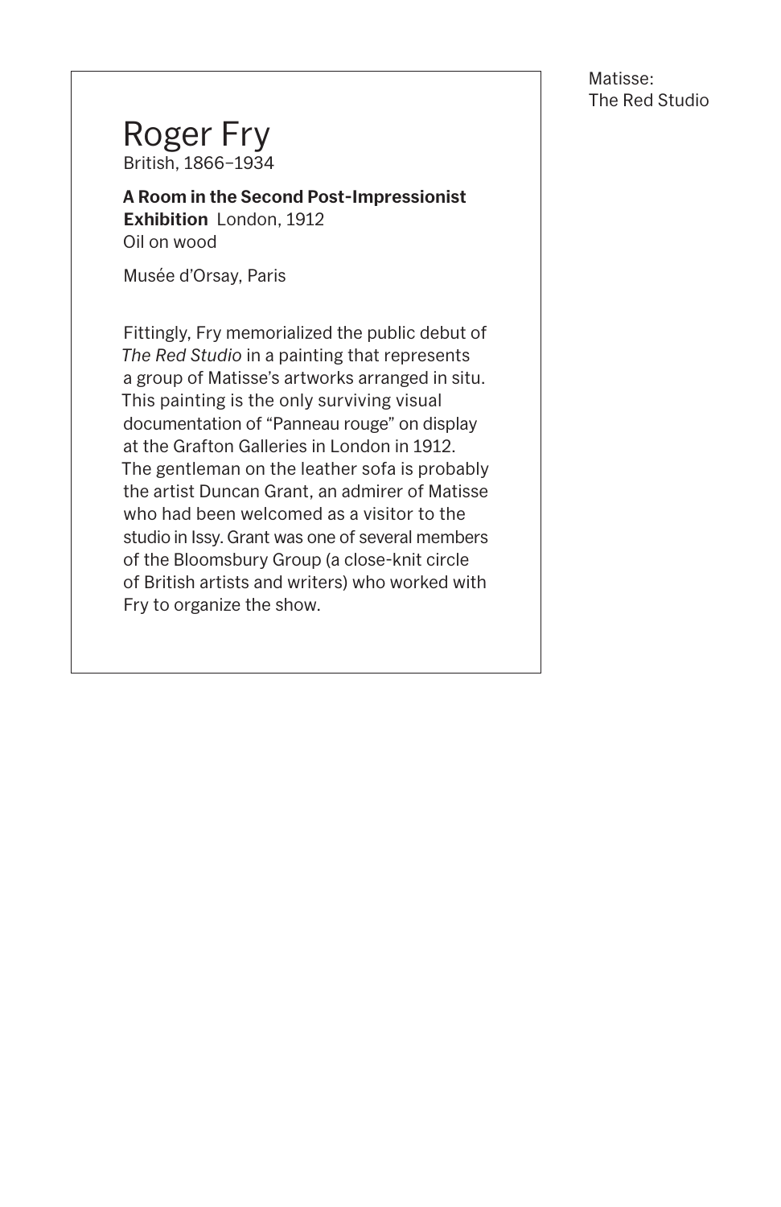# Roger Fry

British, 1866–1934

**A Room in the Second Post-Impressionist Exhibition** London, 1912
Oil on wood

Musée d'Orsay, Paris

Fittingly, Fry memorialized the public debut of *The Red Studio* in a painting that represents a group of Matisse's artworks arranged in situ. This painting is the only surviving visual documentation of "Panneau rouge" on display at the Grafton Galleries in London in 1912. The gentleman on the leather sofa is probably the artist Duncan Grant, an admirer of Matisse who had been welcomed as a visitor to the studio in Issy. Grant was one of several members of the Bloomsbury Group (a close-knit circle of British artists and writers) who worked with Fry to organize the show.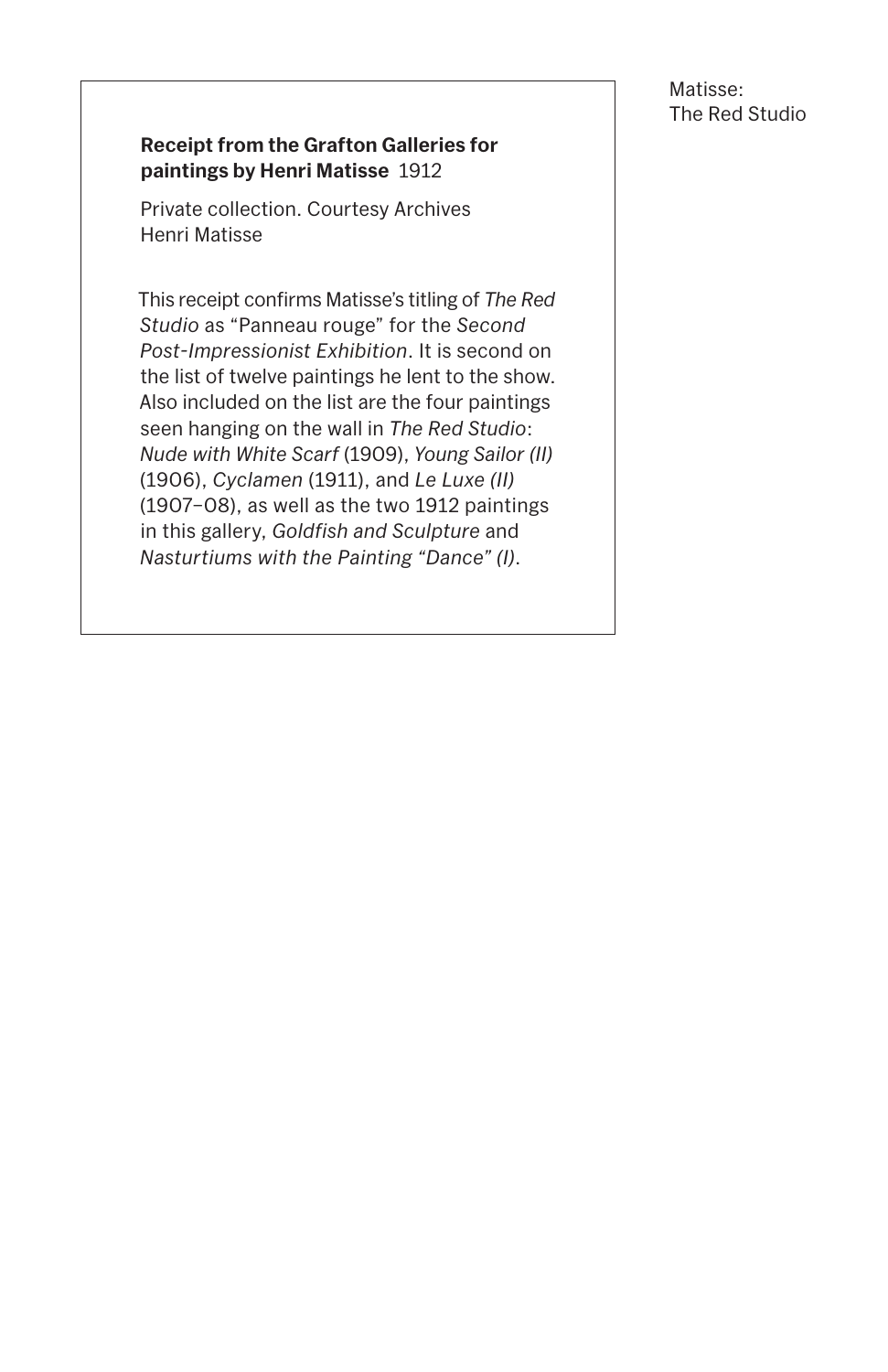**Receipt from the Grafton Galleries for paintings by Henri Matisse** 1912

Private collection. Courtesy Archives Henri Matisse

This receipt confirms Matisse's titling of *The Red Studio* as "Panneau rouge" for the *Second Post-Impressionist Exhibition*. It is second on the list of twelve paintings he lent to the show. Also included on the list are the four paintings seen hanging on the wall in *The Red Studio*: *Nude with White Scarf* (1909), *Young Sailor (II)* (1906), *Cyclamen* (1911), and *Le Luxe (II)* (1907–08), as well as the two 1912 paintings in this gallery, *Goldfish and Sculpture* and *Nasturtiums with the Painting "Dance" (I)*.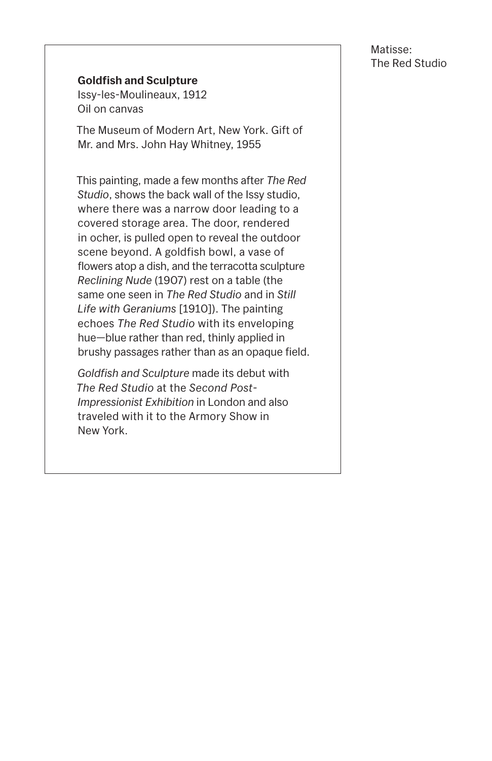**Goldfish and Sculpture**
Issy-les-Moulineaux, 1912
Oil on canvas

The Museum of Modern Art, New York. Gift of Mr. and Mrs. John Hay Whitney, 1955

This painting, made a few months after *The Red Studio*, shows the back wall of the Issy studio, where there was a narrow door leading to a covered storage area. The door, rendered in ocher, is pulled open to reveal the outdoor scene beyond. A goldfish bowl, a vase of flowers atop a dish, and the terracotta sculpture *Reclining Nude* (1907) rest on a table (the same one seen in *The Red Studio* and in *Still Life with Geraniums* [1910]). The painting echoes *The Red Studio* with its enveloping hue—blue rather than red, thinly applied in brushy passages rather than as an opaque field.

*Goldfish and Sculpture* made its debut with *The Red Studio* at the *Second Post-Impressionist Exhibition* in London and also traveled with it to the Armory Show in New York.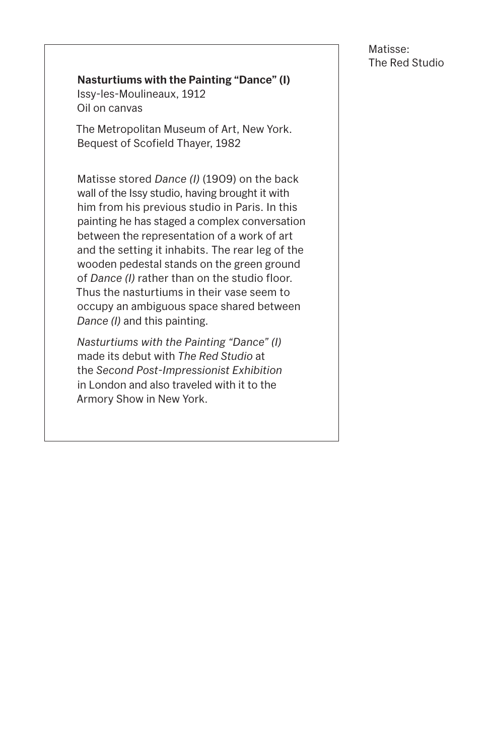**Nasturtiums with the Painting "Dance" (I)**
Issy-les-Moulineaux, 1912
Oil on canvas

The Metropolitan Museum of Art, New York.
Bequest of Scofield Thayer, 1982

Matisse stored *Dance (I)* (1909) on the back wall of the Issy studio, having brought it with him from his previous studio in Paris. In this painting he has staged a complex conversation between the representation of a work of art and the setting it inhabits. The rear leg of the wooden pedestal stands on the green ground of *Dance (I)* rather than on the studio floor. Thus the nasturtiums in their vase seem to occupy an ambiguous space shared between *Dance (I)* and this painting.

*Nasturtiums with the Painting "Dance" (I)* made its debut with *The Red Studio* at the *Second Post-Impressionist Exhibition* in London and also traveled with it to the Armory Show in New York.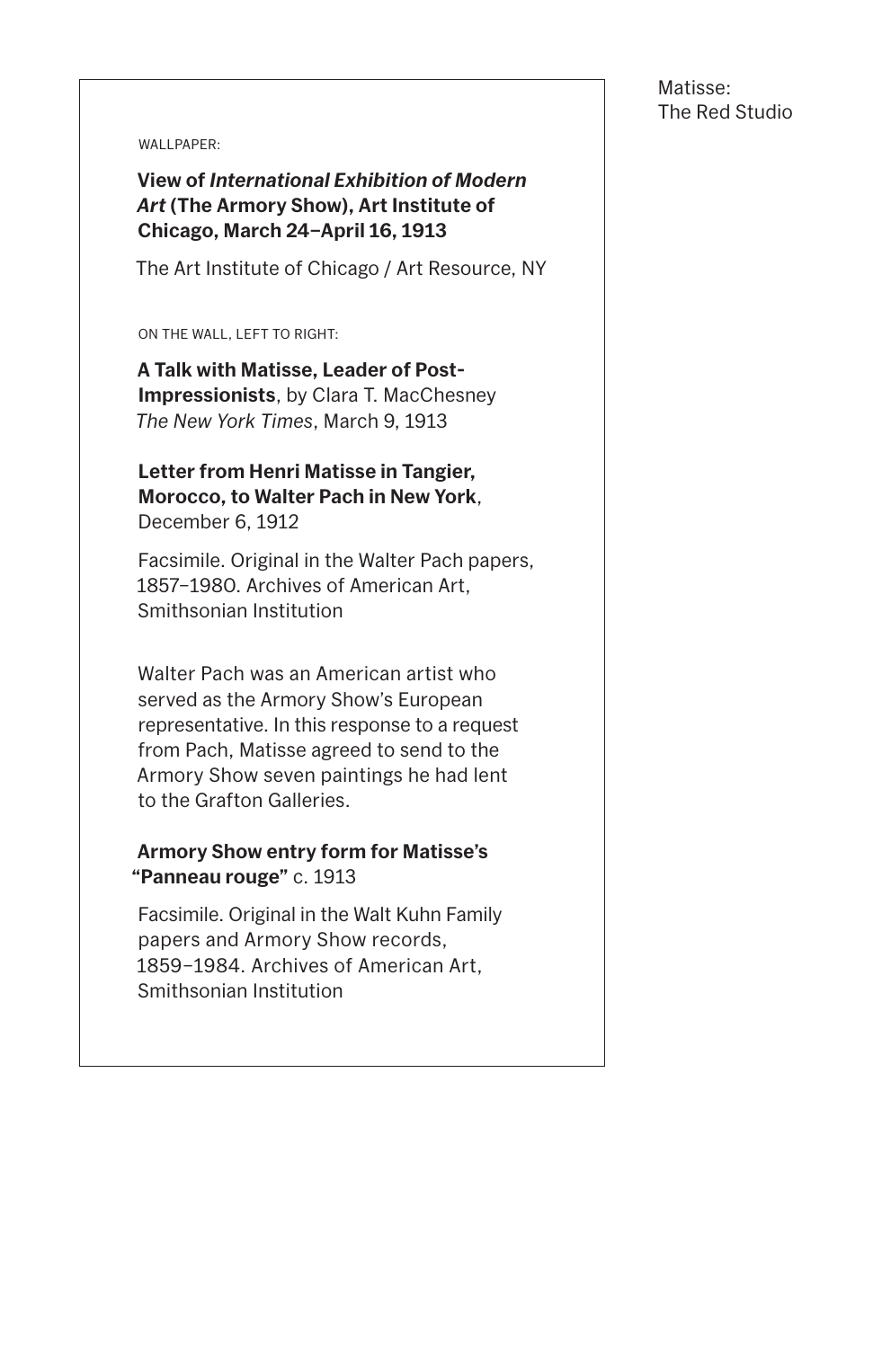WALLPAPER:

**View of *International Exhibition of Modern Art* (The Armory Show), Art Institute of Chicago, March 24–April 16, 1913**

The Art Institute of Chicago / Art Resource, NY

ON THE WALL, LEFT TO RIGHT:

**A Talk with Matisse, Leader of Post-Impressionists**, by Clara T. MacChesney
*The New York Times*, March 9, 1913

**Letter from Henri Matisse in Tangier, Morocco, to Walter Pach in New York**, December 6, 1912

Facsimile. Original in the Walter Pach papers, 1857–1980. Archives of American Art, Smithsonian Institution

Walter Pach was an American artist who served as the Armory Show's European representative. In this response to a request from Pach, Matisse agreed to send to the Armory Show seven paintings he had lent to the Grafton Galleries.

**Armory Show entry form for Matisse's "Panneau rouge"** c. 1913

Facsimile. Original in the Walt Kuhn Family papers and Armory Show records, 1859–1984. Archives of American Art, Smithsonian Institution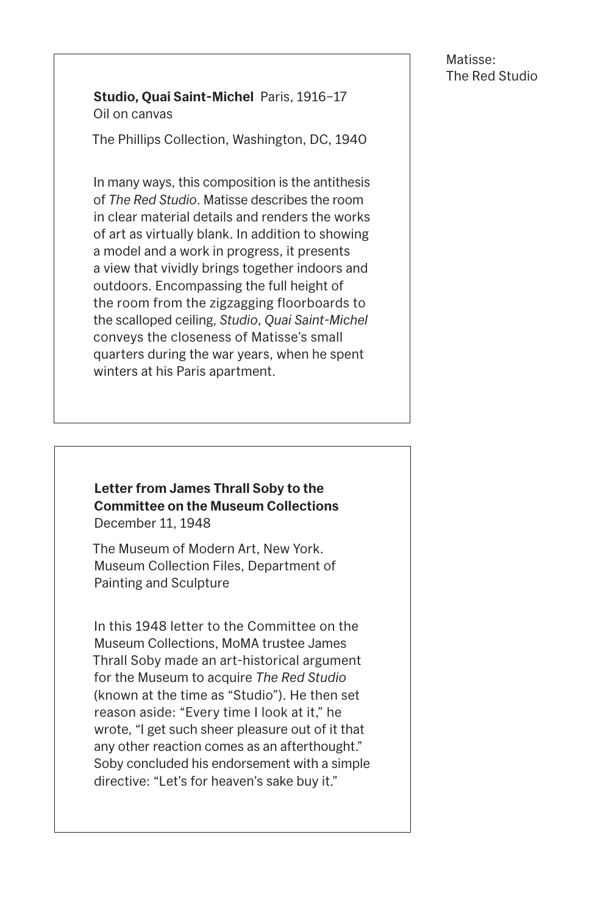**Studio, Quai Saint-Michel** Paris, 1916–17
Oil on canvas

The Phillips Collection, Washington, DC, 1940

In many ways, this composition is the antithesis of *The Red Studio*. Matisse describes the room in clear material details and renders the works of art as virtually blank. In addition to showing a model and a work in progress, it presents a view that vividly brings together indoors and outdoors. Encompassing the full height of the room from the zigzagging floorboards to the scalloped ceiling, *Studio, Quai Saint-Michel* conveys the closeness of Matisse's small quarters during the war years, when he spent winters at his Paris apartment.

**Letter from James Thrall Soby to the Committee on the Museum Collections**
December 11, 1948

The Museum of Modern Art, New York. Museum Collection Files, Department of Painting and Sculpture

In this 1948 letter to the Committee on the Museum Collections, MoMA trustee James Thrall Soby made an art-historical argument for the Museum to acquire *The Red Studio* (known at the time as "Studio"). He then set reason aside: "Every time I look at it," he wrote, "I get such sheer pleasure out of it that any other reaction comes as an afterthought." Soby concluded his endorsement with a simple directive: "Let's for heaven's sake buy it."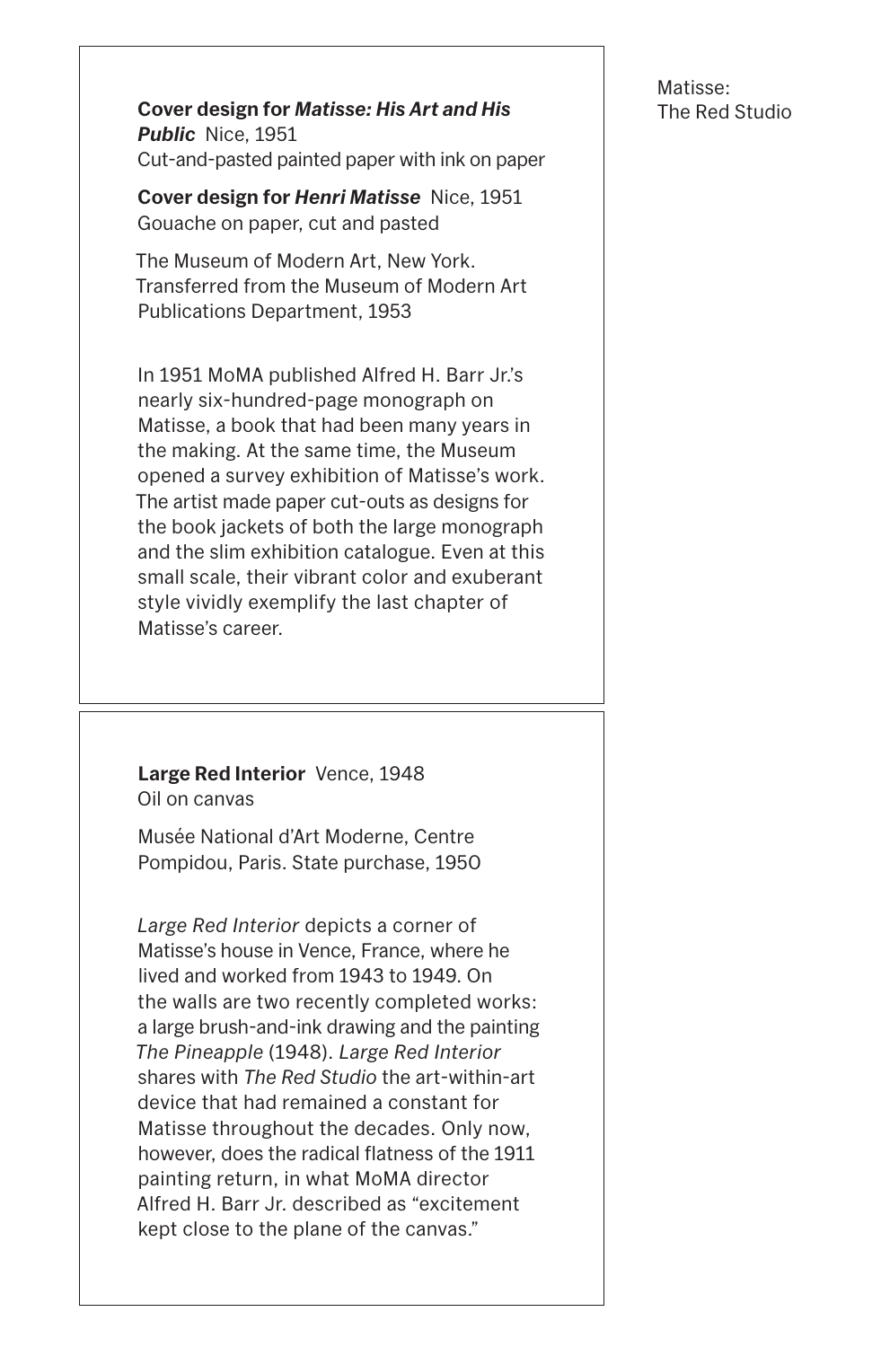**Cover design for *Matisse: His Art and His Public*** Nice, 1951
Cut-and-pasted painted paper with ink on paper

**Cover design for *Henri Matisse*** Nice, 1951
Gouache on paper, cut and pasted

The Museum of Modern Art, New York. Transferred from the Museum of Modern Art Publications Department, 1953

In 1951 MoMA published Alfred H. Barr Jr.'s nearly six-hundred-page monograph on Matisse, a book that had been many years in the making. At the same time, the Museum opened a survey exhibition of Matisse's work. The artist made paper cut-outs as designs for the book jackets of both the large monograph and the slim exhibition catalogue. Even at this small scale, their vibrant color and exuberant style vividly exemplify the last chapter of Matisse's career.

---

**Large Red Interior** Vence, 1948
Oil on canvas

Musée National d'Art Moderne, Centre Pompidou, Paris. State purchase, 1950

*Large Red Interior* depicts a corner of Matisse's house in Vence, France, where he lived and worked from 1943 to 1949. On the walls are two recently completed works: a large brush-and-ink drawing and the painting *The Pineapple* (1948). *Large Red Interior* shares with *The Red Studio* the art-within-art device that had remained a constant for Matisse throughout the decades. Only now, however, does the radical flatness of the 1911 painting return, in what MoMA director Alfred H. Barr Jr. described as "excitement kept close to the plane of the canvas."